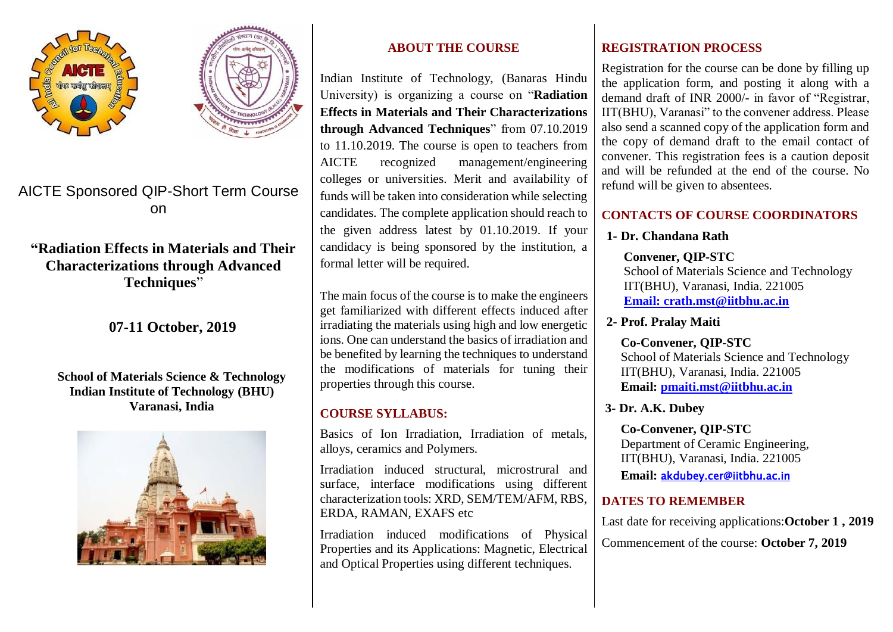AICTE Sponsored QIP-Short Term Course on

# "Radiation Effects in Materials and Their Characterizations through Advanced Techniques"

**07-11 October, 2019**

**School of Materials Science & Technology**
**Indian Institute of Technology (BHU)**
**Varanasi, India**

## ABOUT THE COURSE

Indian Institute of Technology, (Banaras Hindu University) is organizing a course on "**Radiation Effects in Materials and Their Characterizations through Advanced Techniques**" from 07.10.2019 to 11.10.2019. The course is open to teachers from AICTE recognized management/engineering colleges or universities. Merit and availability of funds will be taken into consideration while selecting candidates. The complete application should reach to the given address latest by 01.10.2019. If your candidacy is being sponsored by the institution, a formal letter will be required.

The main focus of the course is to make the engineers get familiarized with different effects induced after irradiating the materials using high and low energetic ions. One can understand the basics of irradiation and be benefited by learning the techniques to understand the modifications of materials for tuning their properties through this course.

## COURSE SYLLABUS:

Basics of Ion Irradiation, Irradiation of metals, alloys, ceramics and Polymers.

Irradiation induced structural, microstrural and surface, interface modifications using different characterization tools: XRD, SEM/TEM/AFM, RBS, ERDA, RAMAN, EXAFS etc

Irradiation induced modifications of Physical Properties and its Applications: Magnetic, Electrical and Optical Properties using different techniques.

## REGISTRATION PROCESS

Registration for the course can be done by filling up the application form, and posting it along with a demand draft of INR 2000/- in favor of "Registrar, IIT(BHU), Varanasi" to the convener address. Please also send a scanned copy of the application form and the copy of demand draft to the email contact of convener. This registration fees is a caution deposit and will be refunded at the end of the course. No refund will be given to absentees.

## CONTACTS OF COURSE COORDINATORS

**1- Dr. Chandana Rath**

**Convener, QIP-STC**
School of Materials Science and Technology
IIT(BHU), Varanasi, India. 221005
**Email: crath.mst@iitbhu.ac.in**

**2- Prof. Pralay Maiti**

**Co-Convener, QIP-STC**
School of Materials Science and Technology
IIT(BHU), Varanasi, India. 221005
**Email:** pmaiti.mst@iitbhu.ac.in

**3- Dr. A.K. Dubey**

**Co-Convener, QIP-STC**
Department of Ceramic Engineering,
IIT(BHU), Varanasi, India. 221005
**Email:** akdubey.cer@iitbhu.ac.in

## DATES TO REMEMBER

Last date for receiving applications:**October 1 , 2019**

Commencement of the course: **October 7, 2019**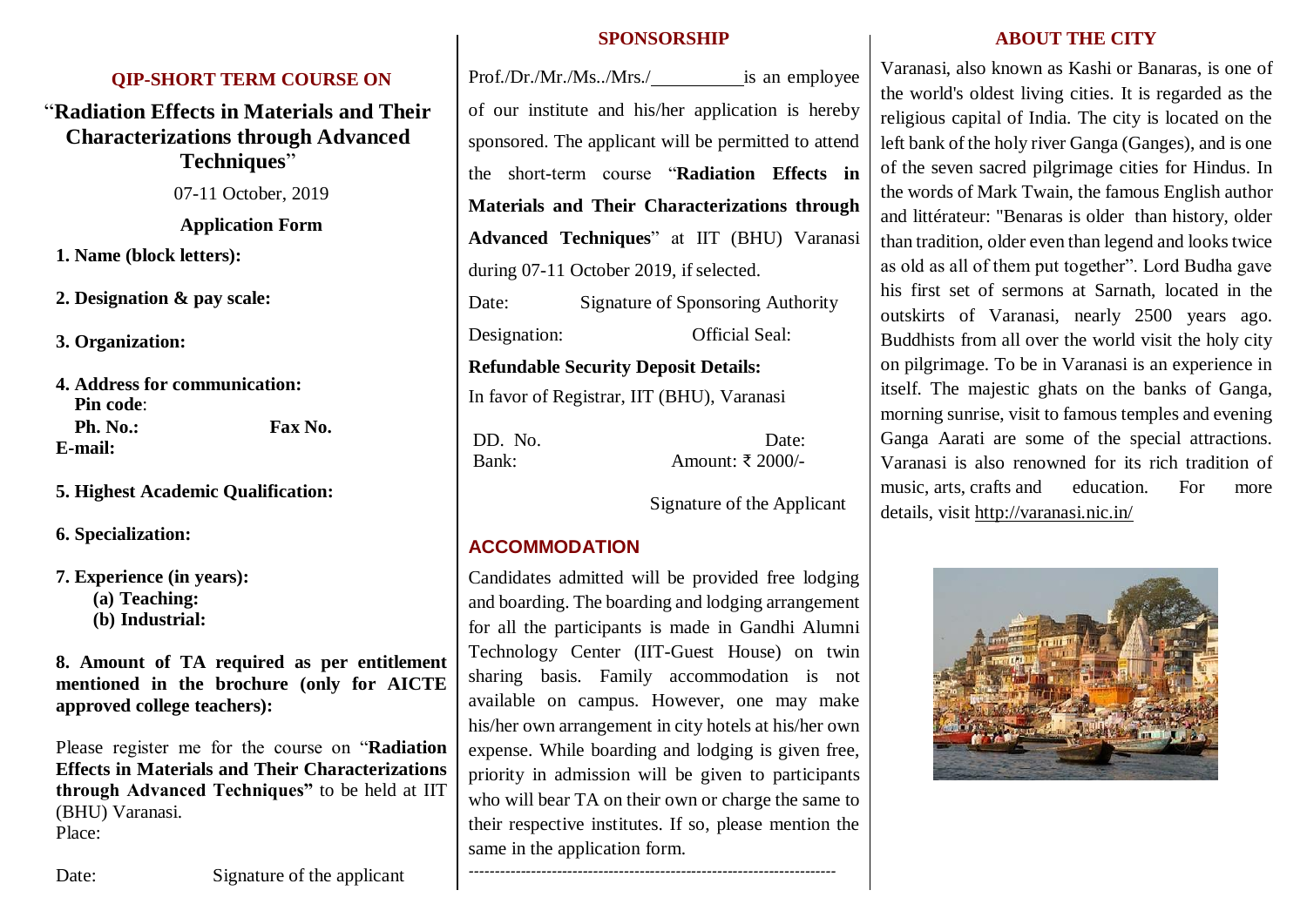## QIP-SHORT TERM COURSE ON

### "Radiation Effects in Materials and Their Characterizations through Advanced Techniques"

07-11 October, 2019

**Application Form**

**1. Name (block letters):**

**2. Designation & pay scale:**

**3. Organization:**

**4. Address for communication:**
**Pin code**:
**Ph. No.:** **Fax No.**
**E-mail:**

**5. Highest Academic Qualification:**

**6. Specialization:**

**7. Experience (in years):**
**(a) Teaching:**
**(b) Industrial:**

**8. Amount of TA required as per entitlement mentioned in the brochure (only for AICTE approved college teachers):**

Please register me for the course on "**Radiation Effects in Materials and Their Characterizations through Advanced Techniques"** to be held at IIT (BHU) Varanasi.
Place:

Date: Signature of the applicant

## SPONSORSHIP

Prof./Dr./Mr./Ms../Mrs./__________is an employee of our institute and his/her application is hereby sponsored. The applicant will be permitted to attend the short-term course "**Radiation Effects in Materials and Their Characterizations through Advanced Techniques**" at IIT (BHU) Varanasi during 07-11 October 2019, if selected.

Date: Signature of Sponsoring Authority

Designation: Official Seal:

**Refundable Security Deposit Details:**

In favor of Registrar, IIT (BHU), Varanasi

DD. No. Date:
Bank: Amount: ₹ 2000/-

Signature of the Applicant

## ACCOMMODATION

Candidates admitted will be provided free lodging and boarding. The boarding and lodging arrangement for all the participants is made in Gandhi Alumni Technology Center (IIT-Guest House) on twin sharing basis. Family accommodation is not available on campus. However, one may make his/her own arrangement in city hotels at his/her own expense. While boarding and lodging is given free, priority in admission will be given to participants who will bear TA on their own or charge the same to their respective institutes. If so, please mention the same in the application form.

---

## ABOUT THE CITY

Varanasi, also known as Kashi or Banaras, is one of the world's oldest living cities. It is regarded as the religious capital of India. The city is located on the left bank of the holy river Ganga (Ganges), and is one of the seven sacred pilgrimage cities for Hindus. In the words of Mark Twain, the famous English author and littérateur: "Benaras is older than history, older than tradition, older even than legend and looks twice as old as all of them put together". Lord Budha gave his first set of sermons at Sarnath, located in the outskirts of Varanasi, nearly 2500 years ago. Buddhists from all over the world visit the holy city on pilgrimage. To be in Varanasi is an experience in itself. The majestic ghats on the banks of Ganga, morning sunrise, visit to famous temples and evening Ganga Aarati are some of the special attractions. Varanasi is also renowned for its rich tradition of music, arts, crafts and education. For more details, visit http://varanasi.nic.in/